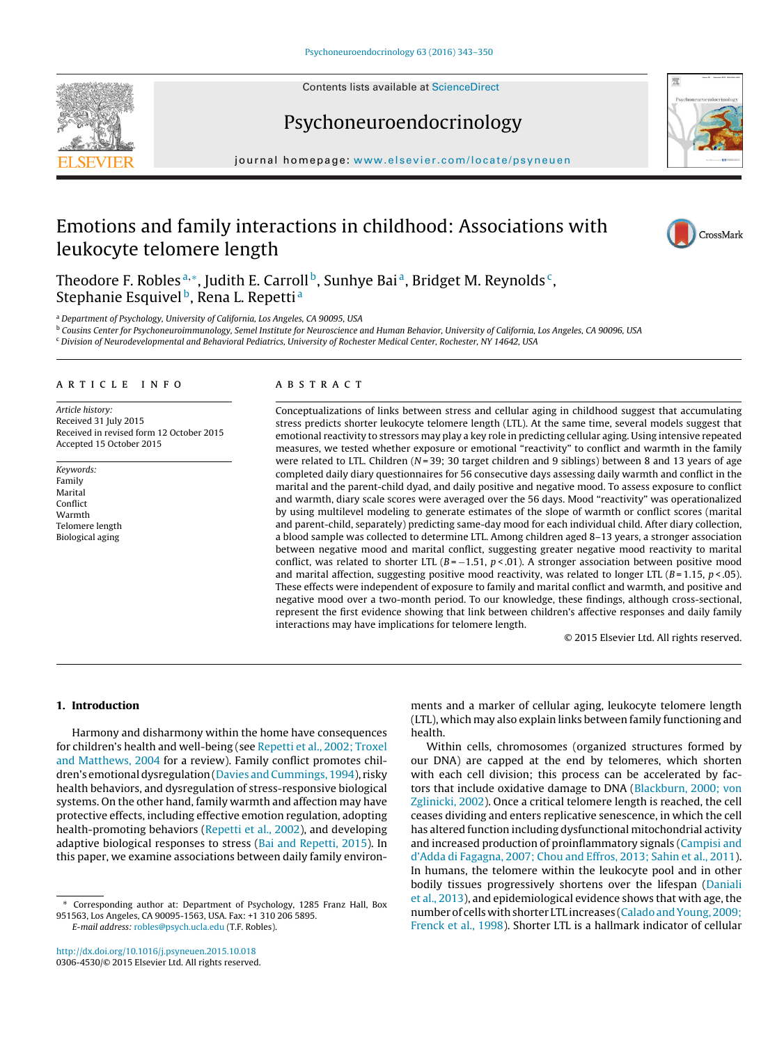# Emotions and family interactions in childhood: Associations with leukocyte telomere length

Theodore F. Robles[a,*], Judith E. Carroll[b], Sunhye Bai[a], Bridget M. Reynolds[c], Stephanie Esquivel[b], Rena L. Repetti[a]

[a] Department of Psychology, University of California, Los Angeles, CA 90095, USA
[b] Cousins Center for Psychoneuroimmunology, Semel Institute for Neuroscience and Human Behavior, University of California, Los Angeles, CA 90096, USA
[c] Division of Neurodevelopmental and Behavioral Pediatrics, University of Rochester Medical Center, Rochester, NY 14642, USA

## ARTICLE INFO

*Article history:*
Received 31 July 2015
Received in revised form 12 October 2015
Accepted 15 October 2015

*Keywords:*
Family
Marital
Conflict
Warmth
Telomere length
Biological aging

## ABSTRACT

Conceptualizations of links between stress and cellular aging in childhood suggest that accumulating stress predicts shorter leukocyte telomere length (LTL). At the same time, several models suggest that emotional reactivity to stressors may play a key role in predicting cellular aging. Using intensive repeated measures, we tested whether exposure or emotional "reactivity" to conflict and warmth in the family were related to LTL. Children ($N = 39$; 30 target children and 9 siblings) between 8 and 13 years of age completed daily diary questionnaires for 56 consecutive days assessing daily warmth and conflict in the marital and the parent-child dyad, and daily positive and negative mood. To assess exposure to conflict and warmth, diary scale scores were averaged over the 56 days. Mood "reactivity" was operationalized by using multilevel modeling to generate estimates of the slope of warmth or conflict scores (marital and parent-child, separately) predicting same-day mood for each individual child. After diary collection, a blood sample was collected to determine LTL. Among children aged 8–13 years, a stronger association between negative mood and marital conflict, suggesting greater negative mood reactivity to marital conflict, was related to shorter LTL ($B = -1.51$, $p < .01$). A stronger association between positive mood and marital affection, suggesting positive mood reactivity, was related to longer LTL ($B = 1.15$, $p < .05$). These effects were independent of exposure to family and marital conflict and warmth, and positive and negative mood over a two-month period. To our knowledge, these findings, although cross-sectional, represent the first evidence showing that link between children's affective responses and daily family interactions may have implications for telomere length.

© 2015 Elsevier Ltd. All rights reserved.

## 1. Introduction

Harmony and disharmony within the home have consequences for children's health and well-being (see Repetti et al., 2002; Troxel and Matthews, 2004 for a review). Family conflict promotes children's emotional dysregulation (Davies and Cummings, 1994), risky health behaviors, and dysregulation of stress-responsive biological systems. On the other hand, family warmth and affection may have protective effects, including effective emotion regulation, adopting health-promoting behaviors (Repetti et al., 2002), and developing adaptive biological responses to stress (Bai and Repetti, 2015). In this paper, we examine associations between daily family environments and a marker of cellular aging, leukocyte telomere length (LTL), which may also explain links between family functioning and health.

Within cells, chromosomes (organized structures formed by our DNA) are capped at the end by telomeres, which shorten with each cell division; this process can be accelerated by factors that include oxidative damage to DNA (Blackburn, 2000; von Zglinicki, 2002). Once a critical telomere length is reached, the cell ceases dividing and enters replicative senescence, in which the cell has altered function including dysfunctional mitochondrial activity and increased production of proinflammatory signals (Campisi and d'Adda di Fagagna, 2007; Chou and Effros, 2013; Sahin et al., 2011). In humans, the telomere within the leukocyte pool and in other bodily tissues progressively shortens over the lifespan (Daniali et al., 2013), and epidemiological evidence shows that with age, the number of cells with shorter LTL increases (Calado and Young, 2009; Frenck et al., 1998). Shorter LTL is a hallmark indicator of cellular

\* Corresponding author at: Department of Psychology, 1285 Franz Hall, Box 951563, Los Angeles, CA 90095-1563, USA. Fax: +1 310 206 5895.
*E-mail address:* robles@psych.ucla.edu (T.F. Robles).

http://dx.doi.org/10.1016/j.psyneuen.2015.10.018
0306-4530/© 2015 Elsevier Ltd. All rights reserved.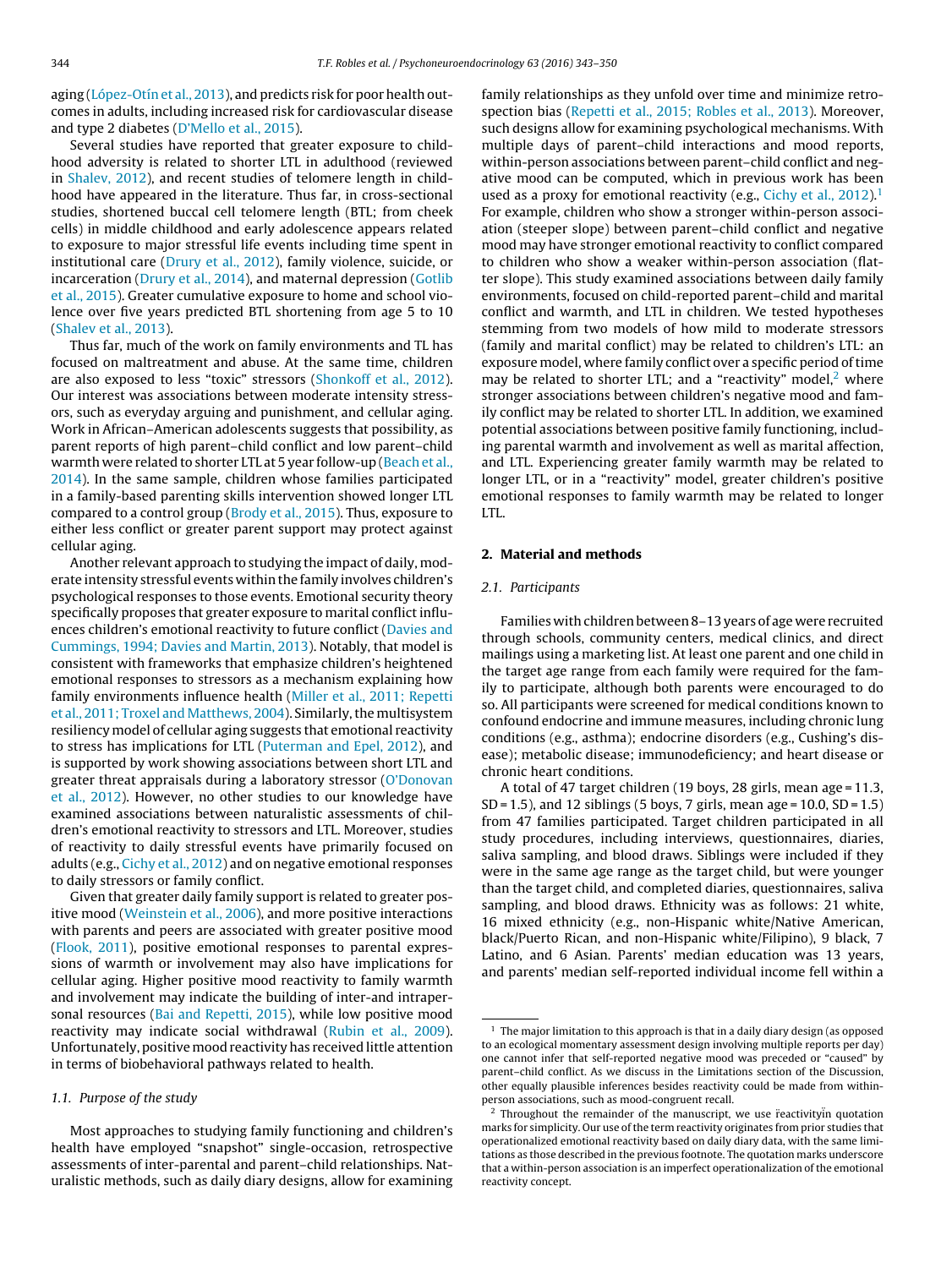aging (López-Otín et al., 2013), and predicts risk for poor health outcomes in adults, including increased risk for cardiovascular disease and type 2 diabetes (D'Mello et al., 2015).

Several studies have reported that greater exposure to childhood adversity is related to shorter LTL in adulthood (reviewed in Shalev, 2012), and recent studies of telomere length in childhood have appeared in the literature. Thus far, in cross-sectional studies, shortened buccal cell telomere length (BTL; from cheek cells) in middle childhood and early adolescence appears related to exposure to major stressful life events including time spent in institutional care (Drury et al., 2012), family violence, suicide, or incarceration (Drury et al., 2014), and maternal depression (Gotlib et al., 2015). Greater cumulative exposure to home and school violence over five years predicted BTL shortening from age 5 to 10 (Shalev et al., 2013).

Thus far, much of the work on family environments and TL has focused on maltreatment and abuse. At the same time, children are also exposed to less "toxic" stressors (Shonkoff et al., 2012). Our interest was associations between moderate intensity stressors, such as everyday arguing and punishment, and cellular aging. Work in African–American adolescents suggests that possibility, as parent reports of high parent–child conflict and low parent–child warmth were related to shorter LTL at 5 year follow-up (Beach et al., 2014). In the same sample, children whose families participated in a family-based parenting skills intervention showed longer LTL compared to a control group (Brody et al., 2015). Thus, exposure to either less conflict or greater parent support may protect against cellular aging.

Another relevant approach to studying the impact of daily, moderate intensity stressful events within the family involves children's psychological responses to those events. Emotional security theory specifically proposes that greater exposure to marital conflict influences children's emotional reactivity to future conflict (Davies and Cummings, 1994; Davies and Martin, 2013). Notably, that model is consistent with frameworks that emphasize children's heightened emotional responses to stressors as a mechanism explaining how family environments influence health (Miller et al., 2011; Repetti et al., 2011; Troxel and Matthews, 2004). Similarly, the multisystem resiliency model of cellular aging suggests that emotional reactivity to stress has implications for LTL (Puterman and Epel, 2012), and is supported by work showing associations between short LTL and greater threat appraisals during a laboratory stressor (O'Donovan et al., 2012). However, no other studies to our knowledge have examined associations between naturalistic assessments of children's emotional reactivity to stressors and LTL. Moreover, studies of reactivity to daily stressful events have primarily focused on adults (e.g., Cichy et al., 2012) and on negative emotional responses to daily stressors or family conflict.

Given that greater daily family support is related to greater positive mood (Weinstein et al., 2006), and more positive interactions with parents and peers are associated with greater positive mood (Flook, 2011), positive emotional responses to parental expressions of warmth or involvement may also have implications for cellular aging. Higher positive mood reactivity to family warmth and involvement may indicate the building of inter- and intrapersonal resources (Bai and Repetti, 2015), while low positive mood reactivity may indicate social withdrawal (Rubin et al., 2009). Unfortunately, positive mood reactivity has received little attention in terms of biobehavioral pathways related to health.

### 1.1. Purpose of the study

Most approaches to studying family functioning and children's health have employed "snapshot" single-occasion, retrospective assessments of inter-parental and parent–child relationships. Naturalistic methods, such as daily diary designs, allow for examining family relationships as they unfold over time and minimize retrospection bias (Repetti et al., 2015; Robles et al., 2013). Moreover, such designs allow for examining psychological mechanisms. With multiple days of parent–child interactions and mood reports, within-person associations between parent–child conflict and negative mood can be computed, which in previous work has been used as a proxy for emotional reactivity (e.g., Cichy et al., 2012).[1] For example, children who show a stronger within-person association (steeper slope) between parent–child conflict and negative mood may have stronger emotional reactivity to conflict compared to children who show a weaker within-person association (flatter slope). This study examined associations between daily family environments, focused on child-reported parent–child and marital conflict and warmth, and LTL in children. We tested hypotheses stemming from two models of how mild to moderate stressors (family and marital conflict) may be related to children's LTL: an exposure model, where family conflict over a specific period of time may be related to shorter LTL; and a "reactivity" model,[2] where stronger associations between children's negative mood and family conflict may be related to shorter LTL. In addition, we examined potential associations between positive family functioning, including parental warmth and involvement as well as marital affection, and LTL. Experiencing greater family warmth may be related to longer LTL, or in a "reactivity" model, greater children's positive emotional responses to family warmth may be related to longer LTL.

## 2. Material and methods

### 2.1. Participants

Families with children between 8–13 years of age were recruited through schools, community centers, medical clinics, and direct mailings using a marketing list. At least one parent and one child in the target age range from each family were required for the family to participate, although both parents were encouraged to do so. All participants were screened for medical conditions known to confound endocrine and immune measures, including chronic lung conditions (e.g., asthma); endocrine disorders (e.g., Cushing's disease); metabolic disease; immunodeficiency; and heart disease or chronic heart conditions.

A total of 47 target children (19 boys, 28 girls, mean age = 11.3, SD = 1.5), and 12 siblings (5 boys, 7 girls, mean age = 10.0, SD = 1.5) from 47 families participated. Target children participated in all study procedures, including interviews, questionnaires, diaries, saliva sampling, and blood draws. Siblings were included if they were in the same age range as the target child, but were younger than the target child, and completed diaries, questionnaires, saliva sampling, and blood draws. Ethnicity was as follows: 21 white, 16 mixed ethnicity (e.g., non-Hispanic white/Native American, black/Puerto Rican, and non-Hispanic white/Filipino), 9 black, 7 Latino, and 6 Asian. Parents' median education was 13 years, and parents' median self-reported individual income fell within a

---

[1] The major limitation to this approach is that in a daily diary design (as opposed to an ecological momentary assessment design involving multiple reports per day) one cannot infer that self-reported negative mood was preceded or "caused" by parent–child conflict. As we discuss in the Limitations section of the Discussion, other equally plausible inferences besides reactivity could be made from within-person associations, such as mood-congruent recall.

[2] Throughout the remainder of the manuscript, we use "reactivity" in quotation marks for simplicity. Our use of the term reactivity originates from prior studies that operationalized emotional reactivity based on daily diary data, with the same limitations as those described in the previous footnote. The quotation marks underscore that a within-person association is an imperfect operationalization of the emotional reactivity concept.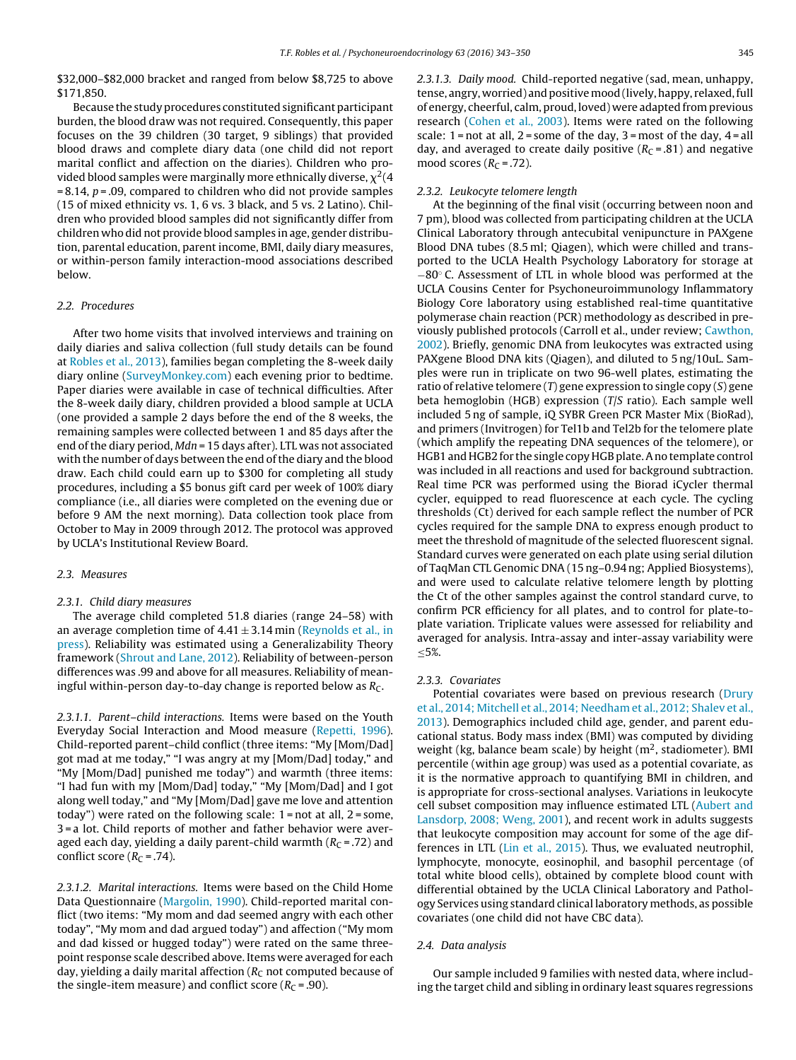$32,000–$82,000 bracket and ranged from below $8,725 to above $171,850.

Because the study procedures constituted significant participant burden, the blood draw was not required. Consequently, this paper focuses on the 39 children (30 target, 9 siblings) that provided blood draws and complete diary data (one child did not report marital conflict and affection on the diaries). Children who provided blood samples were marginally more ethnically diverse, $\chi^2(4 = 8.14$, $p = .09$, compared to children who did not provide samples (15 of mixed ethnicity vs. 1, 6 vs. 3 black, and 5 vs. 2 Latino). Children who provided blood samples did not significantly differ from children who did not provide blood samples in age, gender distribution, parental education, parent income, BMI, daily diary measures, or within-person family interaction-mood associations described below.

### 2.2. Procedures

After two home visits that involved interviews and training on daily diaries and saliva collection (full study details can be found at Robles et al., 2013), families began completing the 8-week daily diary online (SurveyMonkey.com) each evening prior to bedtime. Paper diaries were available in case of technical difficulties. After the 8-week daily diary, children provided a blood sample at UCLA (one provided a sample 2 days before the end of the 8 weeks, the remaining samples were collected between 1 and 85 days after the end of the diary period, *Mdn* = 15 days after). LTL was not associated with the number of days between the end of the diary and the blood draw. Each child could earn up to $300 for completing all study procedures, including a $5 bonus gift card per week of 100% diary compliance (i.e., all diaries were completed on the evening due or before 9 AM the next morning). Data collection took place from October to May in 2009 through 2012. The protocol was approved by UCLA's Institutional Review Board.

### 2.3. Measures

#### 2.3.1. Child diary measures

The average child completed 51.8 diaries (range 24–58) with an average completion time of $4.41 \pm 3.14$ min (Reynolds et al., in press). Reliability was estimated using a Generalizability Theory framework (Shrout and Lane, 2012). Reliability of between-person differences was .99 and above for all measures. Reliability of meaningful within-person day-to-day change is reported below as $R_C$.

*2.3.1.1. Parent–child interactions.* Items were based on the Youth Everyday Social Interaction and Mood measure (Repetti, 1996). Child-reported parent–child conflict (three items: "My [Mom/Dad] got mad at me today," "I was angry at my [Mom/Dad] today," and "My [Mom/Dad] punished me today") and warmth (three items: "I had fun with my [Mom/Dad] today," "My [Mom/Dad] and I got along well today," and "My [Mom/Dad] gave me love and attention today") were rated on the following scale: 1 = not at all, 2 = some, 3 = a lot. Child reports of mother and father behavior were averaged each day, yielding a daily parent-child warmth ($R_C = .72$) and conflict score ($R_C = .74$).

*2.3.1.2. Marital interactions.* Items were based on the Child Home Data Questionnaire (Margolin, 1990). Child-reported marital conflict (two items: "My mom and dad seemed angry with each other today", "My mom and dad argued today") and affection ("My mom and dad kissed or hugged today") were rated on the same three-point response scale described above. Items were averaged for each day, yielding a daily marital affection ($R_C$ not computed because of the single-item measure) and conflict score ($R_C = .90$).

*2.3.1.3. Daily mood.* Child-reported negative (sad, mean, unhappy, tense, angry, worried) and positive mood (lively, happy, relaxed, full of energy, cheerful, calm, proud, loved) were adapted from previous research (Cohen et al., 2003). Items were rated on the following scale: 1 = not at all, 2 = some of the day, 3 = most of the day, 4 = all day, and averaged to create daily positive ($R_C = .81$) and negative mood scores ($R_C = .72$).

#### 2.3.2. Leukocyte telomere length

At the beginning of the final visit (occurring between noon and 7 pm), blood was collected from participating children at the UCLA Clinical Laboratory through antecubital venipuncture in PAXgene Blood DNA tubes (8.5 ml; Qiagen), which were chilled and transported to the UCLA Health Psychology Laboratory for storage at $-80°$ C. Assessment of LTL in whole blood was performed at the UCLA Cousins Center for Psychoneuroimmunology Inflammatory Biology Core laboratory using established real-time quantitative polymerase chain reaction (PCR) methodology as described in previously published protocols (Carroll et al., under review; Cawthon, 2002). Briefly, genomic DNA from leukocytes was extracted using PAXgene Blood DNA kits (Qiagen), and diluted to 5 ng/10uL. Samples were run in triplicate on two 96-well plates, estimating the ratio of relative telomere (*T*) gene expression to single copy (*S*) gene beta hemoglobin (HGB) expression (*T*/*S* ratio). Each sample well included 5 ng of sample, iQ SYBR Green PCR Master Mix (BioRad), and primers (Invitrogen) for Tel1b and Tel2b for the telomere plate (which amplify the repeating DNA sequences of the telomere), or HGB1 and HGB2 for the single copy HGB plate. A no template control was included in all reactions and used for background subtraction. Real time PCR was performed using the Biorad iCycler thermal cycler, equipped to read fluorescence at each cycle. The cycling thresholds (Ct) derived for each sample reflect the number of PCR cycles required for the sample DNA to express enough product to meet the threshold of magnitude of the selected fluorescent signal. Standard curves were generated on each plate using serial dilution of TaqMan CTL Genomic DNA (15 ng–0.94 ng; Applied Biosystems), and were used to calculate relative telomere length by plotting the Ct of the other samples against the control standard curve, to confirm PCR efficiency for all plates, and to control for plate-to-plate variation. Triplicate values were assessed for reliability and averaged for analysis. Intra-assay and inter-assay variability were $\leq 5\%$.

#### 2.3.3. Covariates

Potential covariates were based on previous research (Drury et al., 2014; Mitchell et al., 2014; Needham et al., 2012; Shalev et al., 2013). Demographics included child age, gender, and parent educational status. Body mass index (BMI) was computed by dividing weight (kg, balance beam scale) by height ($m^2$, stadiometer). BMI percentile (within age group) was used as a potential covariate, as it is the normative approach to quantifying BMI in children, and is appropriate for cross-sectional analyses. Variations in leukocyte cell subset composition may influence estimated LTL (Aubert and Lansdorp, 2008; Weng, 2001), and recent work in adults suggests that leukocyte composition may account for some of the age differences in LTL (Lin et al., 2015). Thus, we evaluated neutrophil, lymphocyte, monocyte, eosinophil, and basophil percentage (of total white blood cells), obtained by complete blood count with differential obtained by the UCLA Clinical Laboratory and Pathology Services using standard clinical laboratory methods, as possible covariates (one child did not have CBC data).

### 2.4. Data analysis

Our sample included 9 families with nested data, where including the target child and sibling in ordinary least squares regressions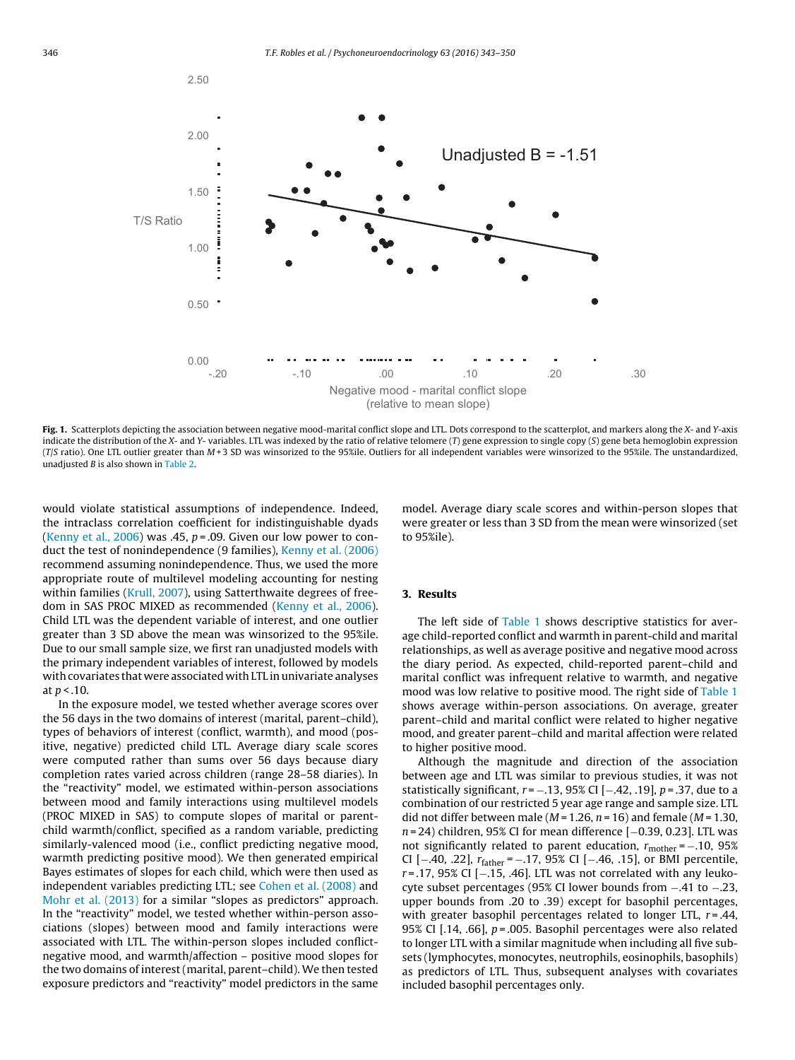**Fig. 1.** Scatterplots depicting the association between negative mood-marital conflict slope and LTL. Dots correspond to the scatterplot, and markers along the *X*- and *Y*-axis indicate the distribution of the *X*- and *Y*- variables. LTL was indexed by the ratio of relative telomere (*T*) gene expression to single copy (*S*) gene beta hemoglobin expression (*T*/*S* ratio). One LTL outlier greater than *M* + 3 SD was winsorized to the 95%ile. Outliers for all independent variables were winsorized to the 95%ile. The unstandardized, unadjusted *B* is also shown in Table 2.

would violate statistical assumptions of independence. Indeed, the intraclass correlation coefficient for indistinguishable dyads (Kenny et al., 2006) was .45, $p = .09$. Given our low power to conduct the test of nonindependence (9 families), Kenny et al. (2006) recommend assuming nonindependence. Thus, we used the more appropriate route of multilevel modeling accounting for nesting within families (Krull, 2007), using Satterthwaite degrees of freedom in SAS PROC MIXED as recommended (Kenny et al., 2006). Child LTL was the dependent variable of interest, and one outlier greater than 3 SD above the mean was winsorized to the 95%ile. Due to our small sample size, we first ran unadjusted models with the primary independent variables of interest, followed by models with covariates that were associated with LTL in univariate analyses at $p < .10$.

In the exposure model, we tested whether average scores over the 56 days in the two domains of interest (marital, parent–child), types of behaviors of interest (conflict, warmth), and mood (positive, negative) predicted child LTL. Average diary scale scores were computed rather than sums over 56 days because diary completion rates varied across children (range 28–58 diaries). In the "reactivity" model, we estimated within-person associations between mood and family interactions using multilevel models (PROC MIXED in SAS) to compute slopes of marital or parent-child warmth/conflict, specified as a random variable, predicting similarly-valenced mood (i.e., conflict predicting negative mood, warmth predicting positive mood). We then generated empirical Bayes estimates of slopes for each child, which were then used as independent variables predicting LTL; see Cohen et al. (2008) and Mohr et al. (2013) for a similar "slopes as predictors" approach. In the "reactivity" model, we tested whether within-person associations (slopes) between mood and family interactions were associated with LTL. The within-person slopes included conflict-negative mood, and warmth/affection – positive mood slopes for the two domains of interest (marital, parent–child). We then tested exposure predictors and "reactivity" model predictors in the same model. Average diary scale scores and within-person slopes that were greater or less than 3 SD from the mean were winsorized (set to 95%ile).

## 3. Results

The left side of Table 1 shows descriptive statistics for average child-reported conflict and warmth in parent-child and marital relationships, as well as average positive and negative mood across the diary period. As expected, child-reported parent–child and marital conflict was infrequent relative to warmth, and negative mood was low relative to positive mood. The right side of Table 1 shows average within-person associations. On average, greater parent–child and marital conflict were related to higher negative mood, and greater parent–child and marital affection were related to higher positive mood.

Although the magnitude and direction of the association between age and LTL was similar to previous studies, it was not statistically significant, $r = -.13$, 95% CI [−.42, .19], $p = .37$, due to a combination of our restricted 5 year age range and sample size. LTL did not differ between male ($M = 1.26$, $n = 16$) and female ($M = 1.30$, $n = 24$) children, 95% CI for mean difference [−0.39, 0.23]. LTL was not significantly related to parent education, $r_{mother} = -.10$, 95% CI [−.40, .22], $r_{father} = -.17$, 95% CI [−.46, .15], or BMI percentile, $r = .17$, 95% CI [−.15, .46]. LTL was not correlated with any leukocyte subset percentages (95% CI lower bounds from −.41 to −.23, upper bounds from .20 to .39) except for basophil percentages, with greater basophil percentages related to longer LTL, $r = .44$, 95% CI [.14, .66], $p = .005$. Basophil percentages were also related to longer LTL with a similar magnitude when including all five subsets (lymphocytes, monocytes, neutrophils, eosinophils, basophils) as predictors of LTL. Thus, subsequent analyses with covariates included basophil percentages only.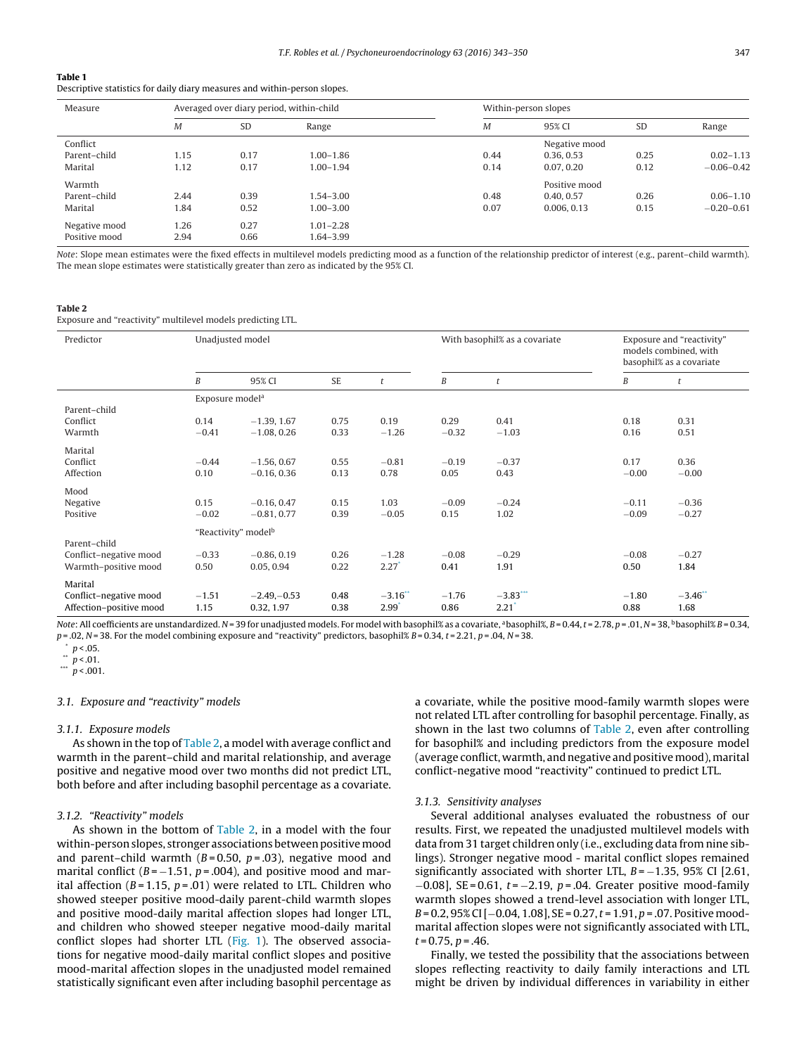**Table 1**
Descriptive statistics for daily diary measures and within-person slopes.

| Measure | Averaged over diary period, within-child | | | Within-person slopes | | | |
|---|---|---|---|---|---|---|---|
| | *M* | SD | Range | *M* | 95% CI | SD | Range |
| Conflict | | | | | Negative mood | | |
| Parent–child | 1.15 | 0.17 | 1.00–1.86 | 0.44 | 0.36, 0.53 | 0.25 | 0.02–1.13 |
| Marital | 1.12 | 0.17 | 1.00–1.94 | 0.14 | 0.07, 0.20 | 0.12 | −0.06–0.42 |
| Warmth | | | | | Positive mood | | |
| Parent–child | 2.44 | 0.39 | 1.54–3.00 | 0.48 | 0.40, 0.57 | 0.26 | 0.06–1.10 |
| Marital | 1.84 | 0.52 | 1.00–3.00 | 0.07 | 0.006, 0.13 | 0.15 | −0.20–0.61 |
| Negative mood | 1.26 | 0.27 | 1.01–2.28 | | | | |
| Positive mood | 2.94 | 0.66 | 1.64–3.99 | | | | |

*Note*: Slope mean estimates were the fixed effects in multilevel models predicting mood as a function of the relationship predictor of interest (e.g., parent–child warmth). The mean slope estimates were statistically greater than zero as indicated by the 95% CI.

**Table 2**
Exposure and "reactivity" multilevel models predicting LTL.

| Predictor | Unadjusted model | | | | With basophil% as a covariate | | Exposure and "reactivity" models combined, with basophil% as a covariate | |
|---|---|---|---|---|---|---|---|---|
| | *B* | 95% CI | SE | *t* | *B* | *t* | *B* | *t* |
| | Exposure model[a] | | | | | | | |
| Parent–child | | | | | | | | |
| Conflict | 0.14 | −1.39, 1.67 | 0.75 | 0.19 | 0.29 | 0.41 | 0.18 | 0.31 |
| Warmth | −0.41 | −1.08, 0.26 | 0.33 | −1.26 | −0.32 | −1.03 | 0.16 | 0.51 |
| Marital | | | | | | | | |
| Conflict | −0.44 | −1.56, 0.67 | 0.55 | −0.81 | −0.19 | −0.37 | 0.17 | 0.36 |
| Affection | 0.10 | −0.16, 0.36 | 0.13 | 0.78 | 0.05 | 0.43 | −0.00 | −0.00 |
| Mood | | | | | | | | |
| Negative | 0.15 | −0.16, 0.47 | 0.15 | 1.03 | −0.09 | −0.24 | −0.11 | −0.36 |
| Positive | −0.02 | −0.81, 0.77 | 0.39 | −0.05 | 0.15 | 1.02 | −0.09 | −0.27 |
| | "Reactivity" model[b] | | | | | | | |
| Parent–child | | | | | | | | |
| Conflict–negative mood | −0.33 | −0.86, 0.19 | 0.26 | −1.28 | −0.08 | −0.29 | −0.08 | −0.27 |
| Warmth–positive mood | 0.50 | 0.05, 0.94 | 0.22 | 2.27* | 0.41 | 1.91 | 0.50 | 1.84 |
| Marital | | | | | | | | |
| Conflict–negative mood | −1.51 | −2.49, −0.53 | 0.48 | −3.16** | −1.76 | −3.83*** | −1.80 | −3.46** |
| Affection–positive mood | 1.15 | 0.32, 1.97 | 0.38 | 2.99* | 0.86 | 2.21* | 0.88 | 1.68 |

*Note*: All coefficients are unstandardized. *N* = 39 for unadjusted models. For model with basophil% as a covariate, [a]basophil%, *B* = 0.44, *t* = 2.78, *p* = .01, *N* = 38, [b]basophil% *B* = 0.34, *p* = .02, *N* = 38. For the model combining exposure and "reactivity" predictors, basophil% *B* = 0.34, *t* = 2.21, *p* = .04, *N* = 38.

\* $p < .05$.
\*\* $p < .01$.
\*\*\* $p < .001$.

### 3.1. Exposure and "reactivity" models

#### 3.1.1. Exposure models

As shown in the top of Table 2, a model with average conflict and warmth in the parent–child and marital relationship, and average positive and negative mood over two months did not predict LTL, both before and after including basophil percentage as a covariate.

#### 3.1.2. "Reactivity" models

As shown in the bottom of Table 2, in a model with the four within-person slopes, stronger associations between positive mood and parent–child warmth ($B = 0.50$, $p = .03$), negative mood and marital conflict ($B = -1.51$, $p = .004$), and positive mood and marital affection ($B = 1.15$, $p = .01$) were related to LTL. Children who showed steeper positive mood-daily parent-child warmth slopes and positive mood-daily marital affection slopes had longer LTL, and children who showed steeper negative mood-daily marital conflict slopes had shorter LTL (Fig. 1). The observed associations for negative mood-daily marital conflict slopes and positive mood-marital affection slopes in the unadjusted model remained statistically significant even after including basophil percentage as a covariate, while the positive mood-family warmth slopes were not related LTL after controlling for basophil percentage. Finally, as shown in the last two columns of Table 2, even after controlling for basophil% and including predictors from the exposure model (average conflict, warmth, and negative and positive mood), marital conflict-negative mood "reactivity" continued to predict LTL.

#### 3.1.3. Sensitivity analyses

Several additional analyses evaluated the robustness of our results. First, we repeated the unadjusted multilevel models with data from 31 target children only (i.e., excluding data from nine siblings). Stronger negative mood - marital conflict slopes remained significantly associated with shorter LTL, $B = -1.35$, 95% CI [2.61, −0.08], SE = 0.61, $t = -2.19$, $p = .04$. Greater positive mood-family warmth slopes showed a trend-level association with longer LTL, $B = 0.2$, 95% CI [−0.04, 1.08], SE = 0.27, $t = 1.91$, $p = .07$. Positive mood-marital affection slopes were not significantly associated with LTL, $t = 0.75$, $p = .46$.

Finally, we tested the possibility that the associations between slopes reflecting reactivity to daily family interactions and LTL might be driven by individual differences in variability in either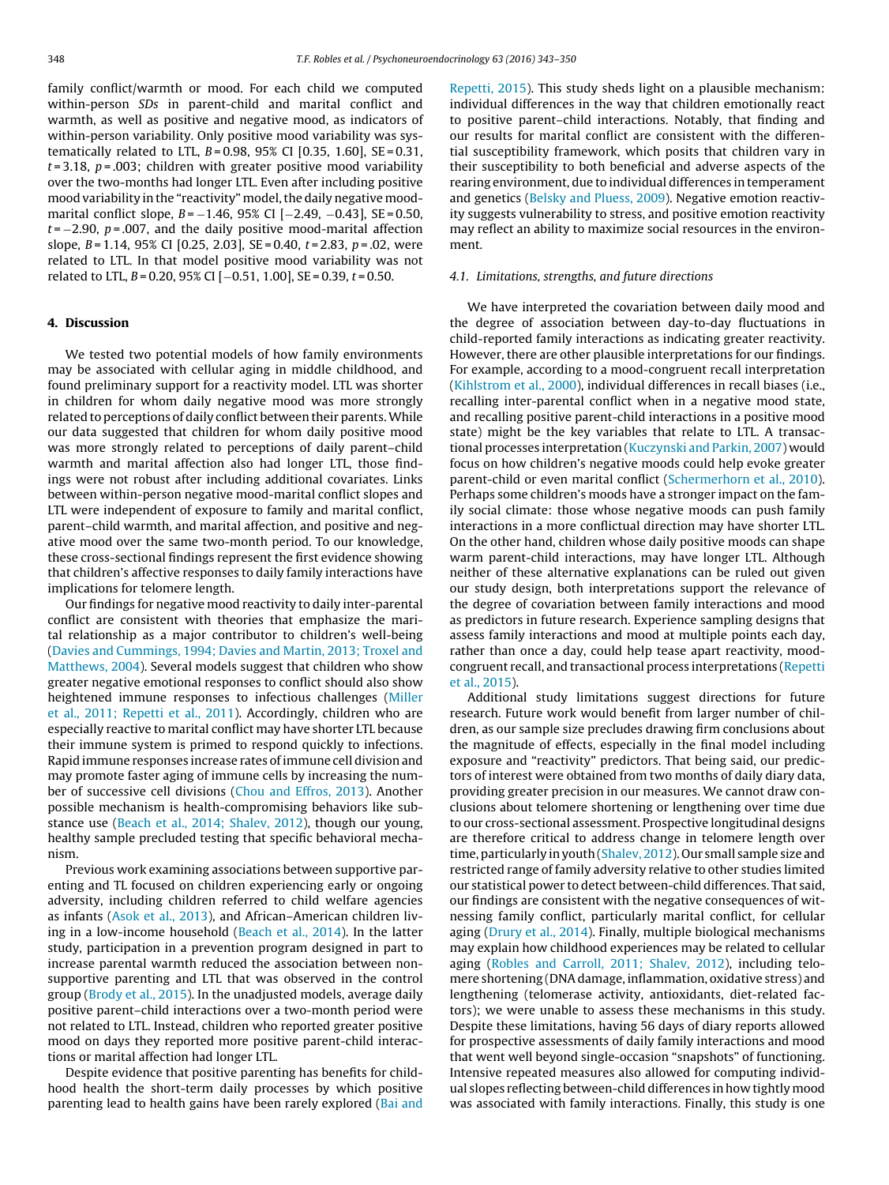family conflict/warmth or mood. For each child we computed within-person *SDs* in parent-child and marital conflict and warmth, as well as positive and negative mood, as indicators of within-person variability. Only positive mood variability was systematically related to LTL, $B = 0.98$, 95% CI [0.35, 1.60], SE = 0.31, $t = 3.18$, $p = .003$; children with greater positive mood variability over the two-months had longer LTL. Even after including positive mood variability in the "reactivity" model, the daily negative mood-marital conflict slope, $B = -1.46$, 95% CI [−2.49, −0.43], SE = 0.50, $t = -2.90$, $p = .007$, and the daily positive mood-marital affection slope, $B = 1.14$, 95% CI [0.25, 2.03], SE = 0.40, $t = 2.83$, $p = .02$, were related to LTL. In that model positive mood variability was not related to LTL, $B = 0.20$, 95% CI [−0.51, 1.00], SE = 0.39, $t = 0.50$.

## 4. Discussion

We tested two potential models of how family environments may be associated with cellular aging in middle childhood, and found preliminary support for a reactivity model. LTL was shorter in children for whom daily negative mood was more strongly related to perceptions of daily conflict between their parents. While our data suggested that children for whom daily positive mood was more strongly related to perceptions of daily parent–child warmth and marital affection also had longer LTL, those findings were not robust after including additional covariates. Links between within-person negative mood-marital conflict slopes and LTL were independent of exposure to family and marital conflict, parent–child warmth, and marital affection, and positive and negative mood over the same two-month period. To our knowledge, these cross-sectional findings represent the first evidence showing that children's affective responses to daily family interactions have implications for telomere length.

Our findings for negative mood reactivity to daily inter-parental conflict are consistent with theories that emphasize the marital relationship as a major contributor to children's well-being (Davies and Cummings, 1994; Davies and Martin, 2013; Troxel and Matthews, 2004). Several models suggest that children who show greater negative emotional responses to conflict should also show heightened immune responses to infectious challenges (Miller et al., 2011; Repetti et al., 2011). Accordingly, children who are especially reactive to marital conflict may have shorter LTL because their immune system is primed to respond quickly to infections. Rapid immune responses increase rates of immune cell division and may promote faster aging of immune cells by increasing the number of successive cell divisions (Chou and Effros, 2013). Another possible mechanism is health-compromising behaviors like substance use (Beach et al., 2014; Shalev, 2012), though our young, healthy sample precluded testing that specific behavioral mechanism.

Previous work examining associations between supportive parenting and TL focused on children experiencing early or ongoing adversity, including children referred to child welfare agencies as infants (Asok et al., 2013), and African–American children living in a low-income household (Beach et al., 2014). In the latter study, participation in a prevention program designed in part to increase parental warmth reduced the association between non-supportive parenting and LTL that was observed in the control group (Brody et al., 2015). In the unadjusted models, average daily positive parent–child interactions over a two-month period were not related to LTL. Instead, children who reported greater positive mood on days they reported more positive parent-child interactions or marital affection had longer LTL.

Despite evidence that positive parenting has benefits for childhood health the short-term daily processes by which positive parenting lead to health gains have been rarely explored (Bai and Repetti, 2015). This study sheds light on a plausible mechanism: individual differences in the way that children emotionally react to positive parent–child interactions. Notably, that finding and our results for marital conflict are consistent with the differential susceptibility framework, which posits that children vary in their susceptibility to both beneficial and adverse aspects of the rearing environment, due to individual differences in temperament and genetics (Belsky and Pluess, 2009). Negative emotion reactivity suggests vulnerability to stress, and positive emotion reactivity may reflect an ability to maximize social resources in the environment.

### 4.1. Limitations, strengths, and future directions

We have interpreted the covariation between daily mood and the degree of association between day-to-day fluctuations in child-reported family interactions as indicating greater reactivity. However, there are other plausible interpretations for our findings. For example, according to a mood-congruent recall interpretation (Kihlstrom et al., 2000), individual differences in recall biases (i.e., recalling inter-parental conflict when in a negative mood state, and recalling positive parent-child interactions in a positive mood state) might be the key variables that relate to LTL. A transactional processes interpretation (Kuczynski and Parkin, 2007) would focus on how children's negative moods could help evoke greater parent-child or even marital conflict (Schermerhorn et al., 2010). Perhaps some children's moods have a stronger impact on the family social climate: those whose negative moods can push family interactions in a more conflictual direction may have shorter LTL. On the other hand, children whose daily positive moods can shape warm parent-child interactions, may have longer LTL. Although neither of these alternative explanations can be ruled out given our study design, both interpretations support the relevance of the degree of covariation between family interactions and mood as predictors in future research. Experience sampling designs that assess family interactions and mood at multiple points each day, rather than once a day, could help tease apart reactivity, mood-congruent recall, and transactional process interpretations (Repetti et al., 2015).

Additional study limitations suggest directions for future research. Future work would benefit from larger number of children, as our sample size precludes drawing firm conclusions about the magnitude of effects, especially in the final model including exposure and "reactivity" predictors. That being said, our predictors of interest were obtained from two months of daily diary data, providing greater precision in our measures. We cannot draw conclusions about telomere shortening or lengthening over time due to our cross-sectional assessment. Prospective longitudinal designs are therefore critical to address change in telomere length over time, particularly in youth (Shalev, 2012). Our small sample size and restricted range of family adversity relative to other studies limited our statistical power to detect between-child differences. That said, our findings are consistent with the negative consequences of witnessing family conflict, particularly marital conflict, for cellular aging (Drury et al., 2014). Finally, multiple biological mechanisms may explain how childhood experiences may be related to cellular aging (Robles and Carroll, 2011; Shalev, 2012), including telomere shortening (DNA damage, inflammation, oxidative stress) and lengthening (telomerase activity, antioxidants, diet-related factors); we were unable to assess these mechanisms in this study. Despite these limitations, having 56 days of diary reports allowed for prospective assessments of daily family interactions and mood that went well beyond single-occasion "snapshots" of functioning. Intensive repeated measures also allowed for computing individual slopes reflecting between-child differences in how tightly mood was associated with family interactions. Finally, this study is one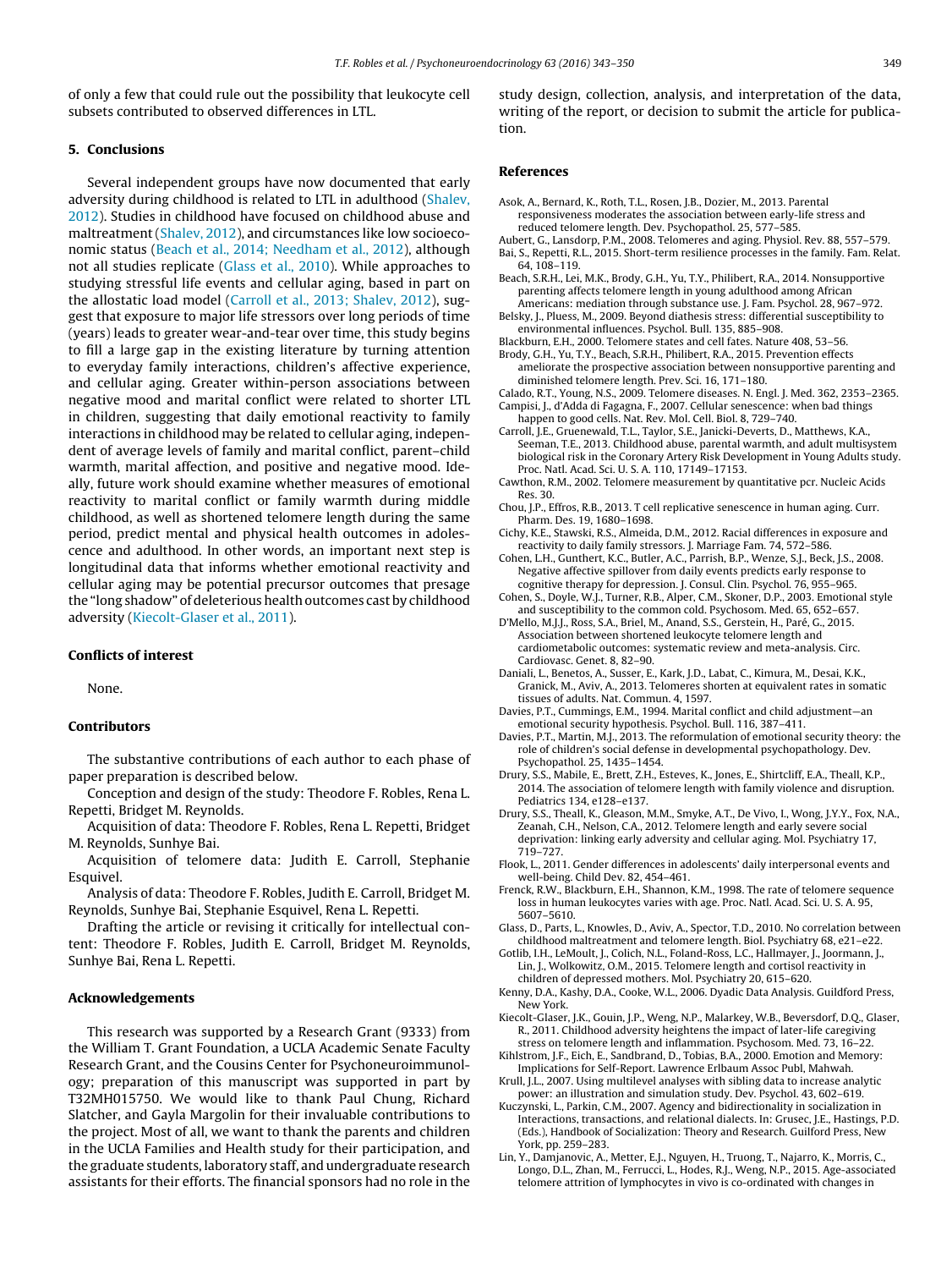of only a few that could rule out the possibility that leukocyte cell subsets contributed to observed differences in LTL.

## 5. Conclusions

Several independent groups have now documented that early adversity during childhood is related to LTL in adulthood (Shalev, 2012). Studies in childhood have focused on childhood abuse and maltreatment (Shalev, 2012), and circumstances like low socioeconomic status (Beach et al., 2014; Needham et al., 2012), although not all studies replicate (Glass et al., 2010). While approaches to studying stressful life events and cellular aging, based in part on the allostatic load model (Carroll et al., 2013; Shalev, 2012), suggest that exposure to major life stressors over long periods of time (years) leads to greater wear-and-tear over time, this study begins to fill a large gap in the existing literature by turning attention to everyday family interactions, children's affective experience, and cellular aging. Greater within-person associations between negative mood and marital conflict were related to shorter LTL in children, suggesting that daily emotional reactivity to family interactions in childhood may be related to cellular aging, independent of average levels of family and marital conflict, parent–child warmth, marital affection, and positive and negative mood. Ideally, future work should examine whether measures of emotional reactivity to marital conflict or family warmth during middle childhood, as well as shortened telomere length during the same period, predict mental and physical health outcomes in adolescence and adulthood. In other words, an important next step is longitudinal data that informs whether emotional reactivity and cellular aging may be potential precursor outcomes that presage the "long shadow" of deleterious health outcomes cast by childhood adversity (Kiecolt-Glaser et al., 2011).

## Conflicts of interest

None.

## Contributors

The substantive contributions of each author to each phase of paper preparation is described below.

Conception and design of the study: Theodore F. Robles, Rena L. Repetti, Bridget M. Reynolds.

Acquisition of data: Theodore F. Robles, Rena L. Repetti, Bridget M. Reynolds, Sunhye Bai.

Acquisition of telomere data: Judith E. Carroll, Stephanie Esquivel.

Analysis of data: Theodore F. Robles, Judith E. Carroll, Bridget M. Reynolds, Sunhye Bai, Stephanie Esquivel, Rena L. Repetti.

Drafting the article or revising it critically for intellectual content: Theodore F. Robles, Judith E. Carroll, Bridget M. Reynolds, Sunhye Bai, Rena L. Repetti.

## Acknowledgements

This research was supported by a Research Grant (9333) from the William T. Grant Foundation, a UCLA Academic Senate Faculty Research Grant, and the Cousins Center for Psychoneuroimmunology; preparation of this manuscript was supported in part by T32MH015750. We would like to thank Paul Chung, Richard Slatcher, and Gayla Margolin for their invaluable contributions to the project. Most of all, we want to thank the parents and children in the UCLA Families and Health study for their participation, and the graduate students, laboratory staff, and undergraduate research assistants for their efforts. The financial sponsors had no role in the study design, collection, analysis, and interpretation of the data, writing of the report, or decision to submit the article for publication.

## References

Asok, A., Bernard, K., Roth, T.L., Rosen, J.B., Dozier, M., 2013. Parental responsiveness moderates the association between early-life stress and reduced telomere length. Dev. Psychopathol. 25, 577–585.

Aubert, G., Lansdorp, P.M., 2008. Telomeres and aging. Physiol. Rev. 88, 557–579.

Bai, S., Repetti, R.L., 2015. Short-term resilience processes in the family. Fam. Relat. 64, 108–119.

Beach, S.R.H., Lei, M.K., Brody, G.H., Yu, T.Y., Philibert, R.A., 2014. Nonsupportive parenting affects telomere length in young adulthood among African Americans: mediation through substance use. J. Fam. Psychol. 28, 967–972.

Belsky, J., Pluess, M., 2009. Beyond diathesis stress: differential susceptibility to environmental influences. Psychol. Bull. 135, 885–908.

Blackburn, E.H., 2000. Telomere states and cell fates. Nature 408, 53–56.

Brody, G.H., Yu, T.Y., Beach, S.R.H., Philibert, R.A., 2015. Prevention effects ameliorate the prospective association between nonsupportive parenting and diminished telomere length. Prev. Sci. 16, 171–180.

Calado, R.T., Young, N.S., 2009. Telomere diseases. N. Engl. J. Med. 362, 2353–2365.

Campisi, J., d'Adda di Fagagna, F., 2007. Cellular senescence: when bad things happen to good cells. Nat. Rev. Mol. Cell. Biol. 8, 729–740.

Carroll, J.E., Gruenewald, T.L., Taylor, S.E., Janicki-Deverts, D., Matthews, K.A., Seeman, T.E., 2013. Childhood abuse, parental warmth, and adult multisystem biological risk in the Coronary Artery Risk Development in Young Adults study. Proc. Natl. Acad. Sci. U. S. A. 110, 17149–17153.

Cawthon, R.M., 2002. Telomere measurement by quantitative pcr. Nucleic Acids Res. 30.

Chou, J.P., Effros, R.B., 2013. T cell replicative senescence in human aging. Curr. Pharm. Des. 19, 1680–1698.

Cichy, K.E., Stawski, R.S., Almeida, D.M., 2012. Racial differences in exposure and reactivity to daily family stressors. J. Marriage Fam. 74, 572–586.

Cohen, L.H., Gunthert, K.C., Butler, A.C., Parrish, B.P., Wenze, S.J., Beck, J.S., 2008. Negative affective spillover from daily events predicts early response to cognitive therapy for depression. J. Consul. Clin. Psychol. 76, 955–965.

Cohen, S., Doyle, W.J., Turner, R.B., Alper, C.M., Skoner, D.P., 2003. Emotional style and susceptibility to the common cold. Psychosom. Med. 65, 652–657.

D'Mello, M.J.J., Ross, S.A., Briel, M., Anand, S.S., Gerstein, H., Paré, G., 2015. Association between shortened leukocyte telomere length and cardiometabolic outcomes: systematic review and meta-analysis. Circ. Cardiovasc. Genet. 8, 82–90.

Daniali, L., Benetos, A., Susser, E., Kark, J.D., Labat, C., Kimura, M., Desai, K.K., Granick, M., Aviv, A., 2013. Telomeres shorten at equivalent rates in somatic tissues of adults. Nat. Commun. 4, 1597.

Davies, P.T., Cummings, E.M., 1994. Marital conflict and child adjustment—an emotional security hypothesis. Psychol. Bull. 116, 387–411.

Davies, P.T., Martin, M.J., 2013. The reformulation of emotional security theory: the role of children's social defense in developmental psychopathology. Dev. Psychopathol. 25, 1435–1454.

Drury, S.S., Mabile, E., Brett, Z.H., Esteves, K., Jones, E., Shirtcliff, E.A., Theall, K.P., 2014. The association of telomere length with family violence and disruption. Pediatrics 134, e128–e137.

Drury, S.S., Theall, K., Gleason, M.M., Smyke, A.T., De Vivo, I., Wong, J.Y.Y., Fox, N.A., Zeanah, C.H., Nelson, C.A., 2012. Telomere length and early severe social deprivation: linking early adversity and cellular aging. Mol. Psychiatry 17, 719–727.

Flook, L., 2011. Gender differences in adolescents' daily interpersonal events and well-being. Child Dev. 82, 454–461.

Frenck, R.W., Blackburn, E.H., Shannon, K.M., 1998. The rate of telomere sequence loss in human leukocytes varies with age. Proc. Natl. Acad. Sci. U. S. A. 95, 5607–5610.

Glass, D., Parts, L., Knowles, D., Aviv, A., Spector, T.D., 2010. No correlation between childhood maltreatment and telomere length. Biol. Psychiatry 68, e21–e22.

Gotlib, I.H., LeMoult, J., Colich, N.L., Foland-Ross, L.C., Hallmayer, J., Joormann, J., Lin, J., Wolkowitz, O.M., 2015. Telomere length and cortisol reactivity in children of depressed mothers. Mol. Psychiatry 20, 615–620.

Kenny, D.A., Kashy, D.A., Cooke, W.L., 2006. Dyadic Data Analysis. Guildford Press, New York.

Kiecolt-Glaser, J.K., Gouin, J.P., Weng, N.P., Malarkey, W.B., Beversdorf, D.Q., Glaser, R., 2011. Childhood adversity heightens the impact of later-life caregiving stress on telomere length and inflammation. Psychosom. Med. 73, 16–22.

Kihlstrom, J.F., Eich, E., Sandbrand, D., Tobias, B.A., 2000. Emotion and Memory: Implications for Self-Report. Lawrence Erlbaum Assoc Publ, Mahwah.

Krull, J.L., 2007. Using multilevel analyses with sibling data to increase analytic power: an illustration and simulation study. Dev. Psychol. 43, 602–619.

Kuczynski, L., Parkin, C.M., 2007. Agency and bidirectionality in socialization in Interactions, transactions, and relational dialects. In: Grusec, J.E., Hastings, P.D. (Eds.), Handbook of Socialization: Theory and Research. Guilford Press, New York, pp. 259–283.

Lin, Y., Damjanovic, A., Metter, E.J., Nguyen, H., Truong, T., Najarro, K., Morris, C., Longo, D.L., Zhan, M., Ferrucci, L., Hodes, R.J., Weng, N.P., 2015. Age-associated telomere attrition of lymphocytes in vivo is co-ordinated with changes in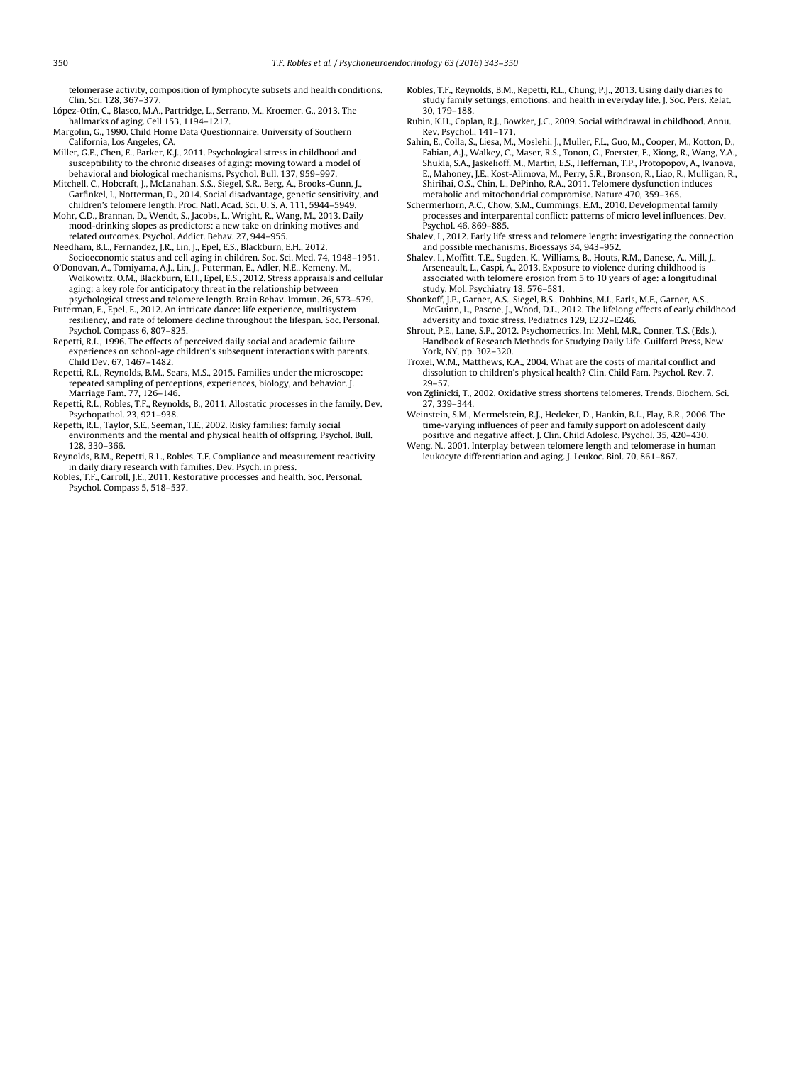telomerase activity, composition of lymphocyte subsets and health conditions. Clin. Sci. 128, 367–377.

López-Otín, C., Blasco, M.A., Partridge, L., Serrano, M., Kroemer, G., 2013. The hallmarks of aging. Cell 153, 1194–1217.

Margolin, G., 1990. Child Home Data Questionnaire. University of Southern California, Los Angeles, CA.

Miller, G.E., Chen, E., Parker, K.J., 2011. Psychological stress in childhood and susceptibility to the chronic diseases of aging: moving toward a model of behavioral and biological mechanisms. Psychol. Bull. 137, 959–997.

Mitchell, C., Hobcraft, J., McLanahan, S.S., Siegel, S.R., Berg, A., Brooks-Gunn, J., Garfinkel, I., Notterman, D., 2014. Social disadvantage, genetic sensitivity, and children's telomere length. Proc. Natl. Acad. Sci. U. S. A. 111, 5944–5949.

Mohr, C.D., Brannan, D., Wendt, S., Jacobs, L., Wright, R., Wang, M., 2013. Daily mood-drinking slopes as predictors: a new take on drinking motives and related outcomes. Psychol. Addict. Behav. 27, 944–955.

Needham, B.L., Fernandez, J.R., Lin, J., Epel, E.S., Blackburn, E.H., 2012. Socioeconomic status and cell aging in children. Soc. Sci. Med. 74, 1948–1951.

O'Donovan, A., Tomiyama, A.J., Lin, J., Puterman, E., Adler, N.E., Kemeny, M., Wolkowitz, O.M., Blackburn, E.H., Epel, E.S., 2012. Stress appraisals and cellular aging: a key role for anticipatory threat in the relationship between psychological stress and telomere length. Brain Behav. Immun. 26, 573–579.

Puterman, E., Epel, E., 2012. An intricate dance: life experience, multisystem resiliency, and rate of telomere decline throughout the lifespan. Soc. Personal. Psychol. Compass 6, 807–825.

Repetti, R.L., 1996. The effects of perceived daily social and academic failure experiences on school-age children's subsequent interactions with parents. Child Dev. 67, 1467–1482.

Repetti, R.L., Reynolds, B.M., Sears, M.S., 2015. Families under the microscope: repeated sampling of perceptions, experiences, biology, and behavior. J. Marriage Fam. 77, 126–146.

Repetti, R.L., Robles, T.F., Reynolds, B., 2011. Allostatic processes in the family. Dev. Psychopathol. 23, 921–938.

Repetti, R.L., Taylor, S.E., Seeman, T.E., 2002. Risky families: family social environments and the mental and physical health of offspring. Psychol. Bull. 128, 330–366.

Reynolds, B.M., Repetti, R.L., Robles, T.F. Compliance and measurement reactivity in daily diary research with families. Dev. Psych. in press.

Robles, T.F., Carroll, J.E., 2011. Restorative processes and health. Soc. Personal. Psychol. Compass 5, 518–537.

Robles, T.F., Reynolds, B.M., Repetti, R.L., Chung, P.J., 2013. Using daily diaries to study family settings, emotions, and health in everyday life. J. Soc. Pers. Relat. 30, 179–188.

Rubin, K.H., Coplan, R.J., Bowker, J.C., 2009. Social withdrawal in childhood. Annu. Rev. Psychol., 141–171.

Sahin, E., Colla, S., Liesa, M., Moslehi, J., Muller, F.L., Guo, M., Cooper, M., Kotton, D., Fabian, A.J., Walkey, C., Maser, R.S., Tonon, G., Foerster, F., Xiong, R., Wang, Y.A., Shukla, S.A., Jaskelioff, M., Martin, E.S., Heffernan, T.P., Protopopov, A., Ivanova, E., Mahoney, J.E., Kost-Alimova, M., Perry, S.R., Bronson, R., Liao, R., Mulligan, R., Shirihai, O.S., Chin, L., DePinho, R.A., 2011. Telomere dysfunction induces metabolic and mitochondrial compromise. Nature 470, 359–365.

Schermerhorn, A.C., Chow, S.M., Cummings, E.M., 2010. Developmental family processes and interparental conflict: patterns of micro level influences. Dev. Psychol. 46, 869–885.

Shalev, I., 2012. Early life stress and telomere length: investigating the connection and possible mechanisms. Bioessays 34, 943–952.

Shalev, I., Moffitt, T.E., Sugden, K., Williams, B., Houts, R.M., Danese, A., Mill, J., Arseneault, L., Caspi, A., 2013. Exposure to violence during childhood is associated with telomere erosion from 5 to 10 years of age: a longitudinal study. Mol. Psychiatry 18, 576–581.

Shonkoff, J.P., Garner, A.S., Siegel, B.S., Dobbins, M.I., Earls, M.F., Garner, A.S., McGuinn, L., Pascoe, J., Wood, D.L., 2012. The lifelong effects of early childhood adversity and toxic stress. Pediatrics 129, E232–E246.

Shrout, P.E., Lane, S.P., 2012. Psychometrics. In: Mehl, M.R., Conner, T.S. (Eds.), Handbook of Research Methods for Studying Daily Life. Guilford Press, New York, NY, pp. 302–320.

Troxel, W.M., Matthews, K.A., 2004. What are the costs of marital conflict and dissolution to children's physical health? Clin. Child Fam. Psychol. Rev. 7, 29–57.

von Zglinicki, T., 2002. Oxidative stress shortens telomeres. Trends. Biochem. Sci. 27, 339–344.

Weinstein, S.M., Mermelstein, R.J., Hedeker, D., Hankin, B.L., Flay, B.R., 2006. The time-varying influences of peer and family support on adolescent daily positive and negative affect. J. Clin. Child Adolesc. Psychol. 35, 420–430.

Weng, N., 2001. Interplay between telomere length and telomerase in human leukocyte differentiation and aging. J. Leukoc. Biol. 70, 861–867.